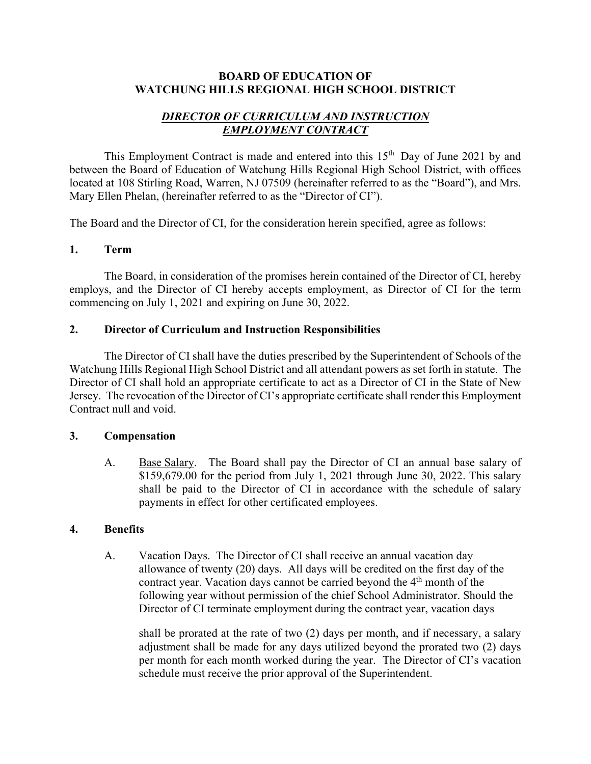**BOARD OF EDUCATION OF**
**WATCHUNG HILLS REGIONAL HIGH SCHOOL DISTRICT**

***DIRECTOR OF CURRICULUM AND INSTRUCTION***
***EMPLOYMENT CONTRACT***

This Employment Contract is made and entered into this 15th Day of June 2021 by and between the Board of Education of Watchung Hills Regional High School District, with offices located at 108 Stirling Road, Warren, NJ 07509 (hereinafter referred to as the "Board"), and Mrs. Mary Ellen Phelan, (hereinafter referred to as the "Director of CI").

The Board and the Director of CI, for the consideration herein specified, agree as follows:

## 1. Term

The Board, in consideration of the promises herein contained of the Director of CI, hereby employs, and the Director of CI hereby accepts employment, as Director of CI for the term commencing on July 1, 2021 and expiring on June 30, 2022.

## 2. Director of Curriculum and Instruction Responsibilities

The Director of CI shall have the duties prescribed by the Superintendent of Schools of the Watchung Hills Regional High School District and all attendant powers as set forth in statute. The Director of CI shall hold an appropriate certificate to act as a Director of CI in the State of New Jersey. The revocation of the Director of CI's appropriate certificate shall render this Employment Contract null and void.

## 3. Compensation

A. Base Salary. The Board shall pay the Director of CI an annual base salary of $159,679.00 for the period from July 1, 2021 through June 30, 2022. This salary shall be paid to the Director of CI in accordance with the schedule of salary payments in effect for other certificated employees.

## 4. Benefits

A. Vacation Days. The Director of CI shall receive an annual vacation day allowance of twenty (20) days. All days will be credited on the first day of the contract year. Vacation days cannot be carried beyond the 4th month of the following year without permission of the chief School Administrator. Should the Director of CI terminate employment during the contract year, vacation days shall be prorated at the rate of two (2) days per month, and if necessary, a salary adjustment shall be made for any days utilized beyond the prorated two (2) days per month for each month worked during the year. The Director of CI's vacation schedule must receive the prior approval of the Superintendent.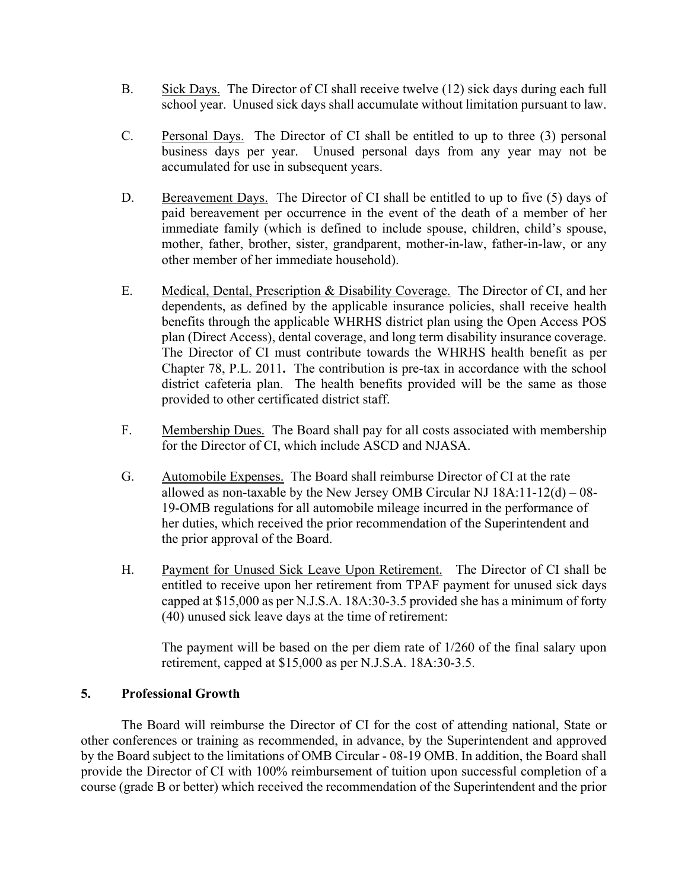B. Sick Days. The Director of CI shall receive twelve (12) sick days during each full school year. Unused sick days shall accumulate without limitation pursuant to law.

C. Personal Days. The Director of CI shall be entitled to up to three (3) personal business days per year. Unused personal days from any year may not be accumulated for use in subsequent years.

D. Bereavement Days. The Director of CI shall be entitled to up to five (5) days of paid bereavement per occurrence in the event of the death of a member of her immediate family (which is defined to include spouse, children, child's spouse, mother, father, brother, sister, grandparent, mother-in-law, father-in-law, or any other member of her immediate household).

E. Medical, Dental, Prescription & Disability Coverage. The Director of CI, and her dependents, as defined by the applicable insurance policies, shall receive health benefits through the applicable WHRHS district plan using the Open Access POS plan (Direct Access), dental coverage, and long term disability insurance coverage. The Director of CI must contribute towards the WHRHS health benefit as per Chapter 78, P.L. 2011**.** The contribution is pre-tax in accordance with the school district cafeteria plan. The health benefits provided will be the same as those provided to other certificated district staff.

F. Membership Dues. The Board shall pay for all costs associated with membership for the Director of CI, which include ASCD and NJASA.

G. Automobile Expenses. The Board shall reimburse Director of CI at the rate allowed as non-taxable by the New Jersey OMB Circular NJ 18A:11-12(d) – 08-19-OMB regulations for all automobile mileage incurred in the performance of her duties, which received the prior recommendation of the Superintendent and the prior approval of the Board.

H. Payment for Unused Sick Leave Upon Retirement. The Director of CI shall be entitled to receive upon her retirement from TPAF payment for unused sick days capped at $15,000 as per N.J.S.A. 18A:30-3.5 provided she has a minimum of forty (40) unused sick leave days at the time of retirement:

The payment will be based on the per diem rate of 1/260 of the final salary upon retirement, capped at $15,000 as per N.J.S.A. 18A:30-3.5.

## 5. Professional Growth

The Board will reimburse the Director of CI for the cost of attending national, State or other conferences or training as recommended, in advance, by the Superintendent and approved by the Board subject to the limitations of OMB Circular - 08-19 OMB. In addition, the Board shall provide the Director of CI with 100% reimbursement of tuition upon successful completion of a course (grade B or better) which received the recommendation of the Superintendent and the prior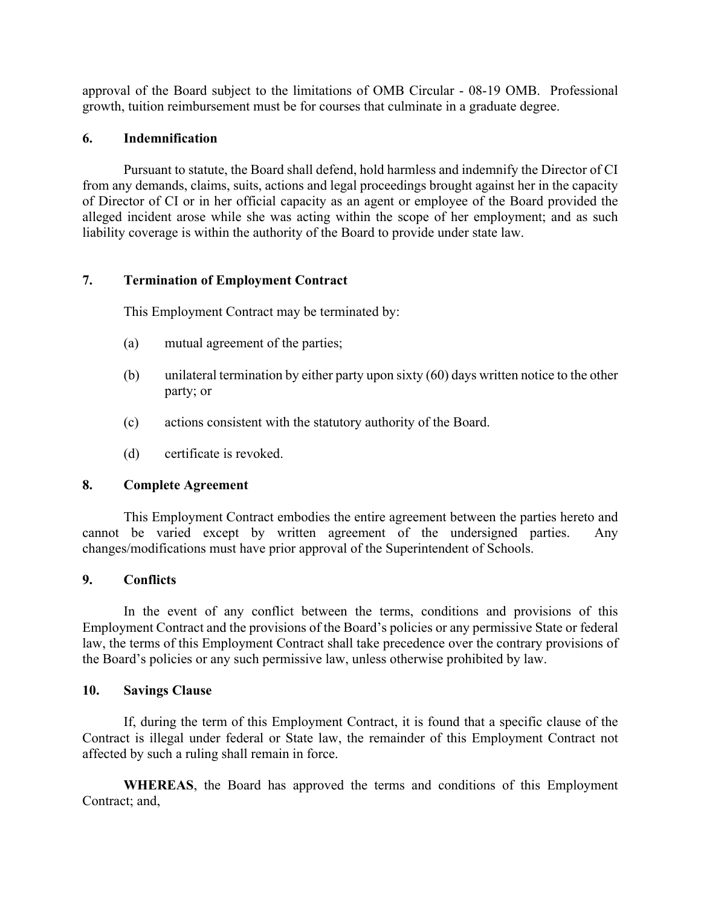approval of the Board subject to the limitations of OMB Circular - 08-19 OMB. Professional growth, tuition reimbursement must be for courses that culminate in a graduate degree.

### 6. Indemnification

Pursuant to statute, the Board shall defend, hold harmless and indemnify the Director of CI from any demands, claims, suits, actions and legal proceedings brought against her in the capacity of Director of CI or in her official capacity as an agent or employee of the Board provided the alleged incident arose while she was acting within the scope of her employment; and as such liability coverage is within the authority of the Board to provide under state law.

### 7. Termination of Employment Contract

This Employment Contract may be terminated by:

(a) mutual agreement of the parties;

(b) unilateral termination by either party upon sixty (60) days written notice to the other party; or

(c) actions consistent with the statutory authority of the Board.

(d) certificate is revoked.

### 8. Complete Agreement

This Employment Contract embodies the entire agreement between the parties hereto and cannot be varied except by written agreement of the undersigned parties. Any changes/modifications must have prior approval of the Superintendent of Schools.

### 9. Conflicts

In the event of any conflict between the terms, conditions and provisions of this Employment Contract and the provisions of the Board's policies or any permissive State or federal law, the terms of this Employment Contract shall take precedence over the contrary provisions of the Board's policies or any such permissive law, unless otherwise prohibited by law.

### 10. Savings Clause

If, during the term of this Employment Contract, it is found that a specific clause of the Contract is illegal under federal or State law, the remainder of this Employment Contract not affected by such a ruling shall remain in force.

**WHEREAS**, the Board has approved the terms and conditions of this Employment Contract; and,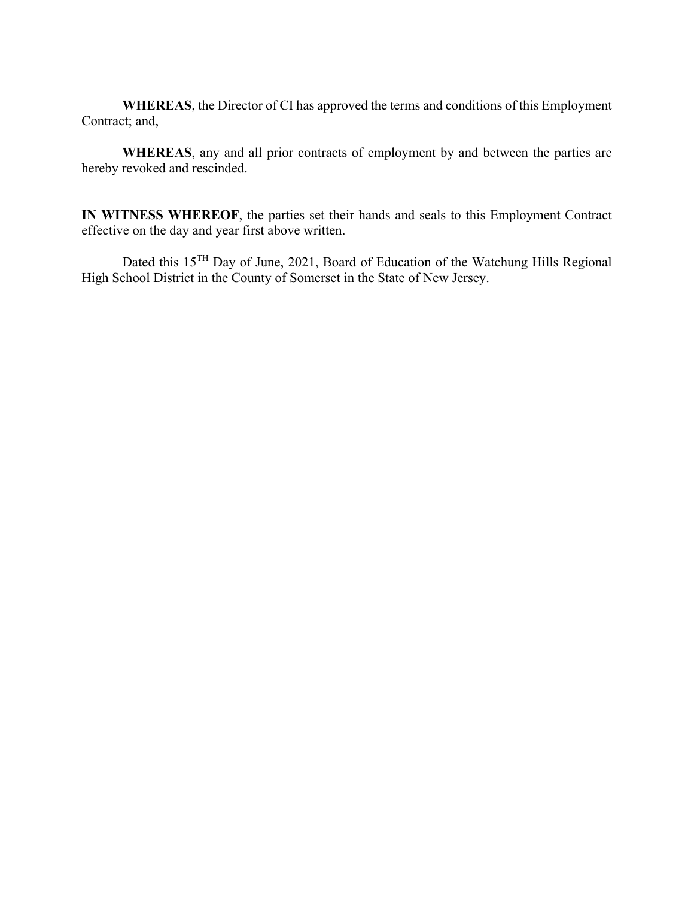**WHEREAS**, the Director of CI has approved the terms and conditions of this Employment Contract; and,

**WHEREAS**, any and all prior contracts of employment by and between the parties are hereby revoked and rescinded.

**IN WITNESS WHEREOF**, the parties set their hands and seals to this Employment Contract effective on the day and year first above written.

Dated this 15TH Day of June, 2021, Board of Education of the Watchung Hills Regional High School District in the County of Somerset in the State of New Jersey.